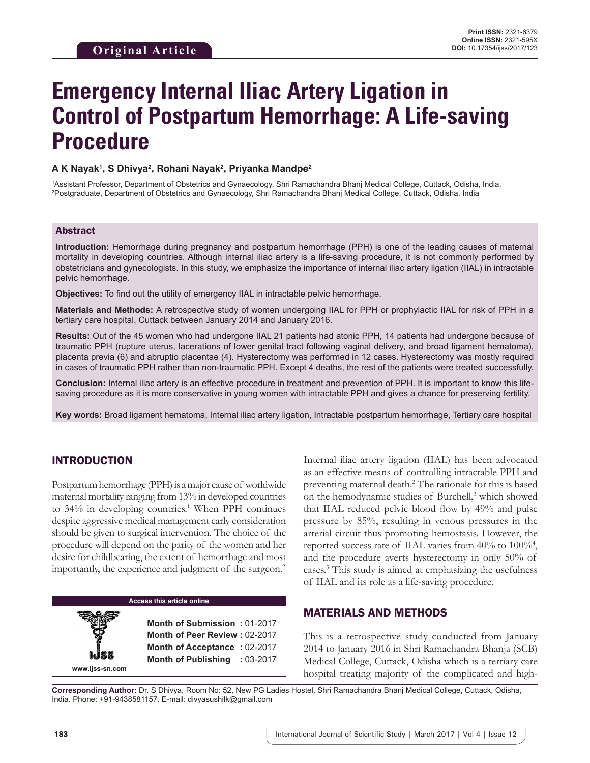**Original Article**

Print ISSN: 2321-6379
Online ISSN: 2321-595X
DOI: 10.17354/ijss/2017/123

# Emergency Internal Iliac Artery Ligation in Control of Postpartum Hemorrhage: A Life-saving Procedure

**A K Nayak[1], S Dhivya[2], Rohani Nayak[2], Priyanka Mandpe[2]**

[1]Assistant Professor, Department of Obstetrics and Gynaecology, Shri Ramachandra Bhanj Medical College, Cuttack, Odisha, India, [2]Postgraduate, Department of Obstetrics and Gynaecology, Shri Ramachandra Bhanj Medical College, Cuttack, Odisha, India

## Abstract

**Introduction:** Hemorrhage during pregnancy and postpartum hemorrhage (PPH) is one of the leading causes of maternal mortality in developing countries. Although internal iliac artery is a life-saving procedure, it is not commonly performed by obstetricians and gynecologists. In this study, we emphasize the importance of internal iliac artery ligation (IIAL) in intractable pelvic hemorrhage.

**Objectives:** To find out the utility of emergency IIAL in intractable pelvic hemorrhage.

**Materials and Methods:** A retrospective study of women undergoing IIAL for PPH or prophylactic IIAL for risk of PPH in a tertiary care hospital, Cuttack between January 2014 and January 2016.

**Results:** Out of the 45 women who had undergone IIAL 21 patients had atonic PPH, 14 patients had undergone because of traumatic PPH (rupture uterus, lacerations of lower genital tract following vaginal delivery, and broad ligament hematoma), placenta previa (6) and abruptio placentae (4). Hysterectomy was performed in 12 cases. Hysterectomy was mostly required in cases of traumatic PPH rather than non-traumatic PPH. Except 4 deaths, the rest of the patients were treated successfully.

**Conclusion:** Internal iliac artery is an effective procedure in treatment and prevention of PPH. It is important to know this life-saving procedure as it is more conservative in young women with intractable PPH and gives a chance for preserving fertility.

**Key words:** Broad ligament hematoma, Internal iliac artery ligation, Intractable postpartum hemorrhage, Tertiary care hospital

## INTRODUCTION

Postpartum hemorrhage (PPH) is a major cause of worldwide maternal mortality ranging from 13% in developed countries to 34% in developing countries.[1] When PPH continues despite aggressive medical management early consideration should be given to surgical intervention. The choice of the procedure will depend on the parity of the women and her desire for childbearing, the extent of hemorrhage and most importantly, the experience and judgment of the surgeon.[2]

| Access this article online | |
|---|---|
| www.ijss-sn.com | **Month of Submission :** 01-2017<br>**Month of Peer Review :** 02-2017<br>**Month of Acceptance :** 02-2017<br>**Month of Publishing :** 03-2017 |

Internal iliac artery ligation (IIAL) has been advocated as an effective means of controlling intractable PPH and preventing maternal death.[2] The rationale for this is based on the hemodynamic studies of Burchell,[3] which showed that IIAL reduced pelvic blood flow by 49% and pulse pressure by 85%, resulting in venous pressures in the arterial circuit thus promoting hemostasis. However, the reported success rate of IIAL varies from 40% to 100%[4], and the procedure averts hysterectomy in only 50% of cases.[5] This study is aimed at emphasizing the usefulness of IIAL and its role as a life-saving procedure.

## MATERIALS AND METHODS

This is a retrospective study conducted from January 2014 to January 2016 in Shri Ramachandra Bhanja (SCB) Medical College, Cuttack, Odisha which is a tertiary care hospital treating majority of the complicated and high-

**Corresponding Author:** Dr. S Dhivya, Room No: 52, New PG Ladies Hostel, Shri Ramachandra Bhanj Medical College, Cuttack, Odisha, India. Phone: +91-9438581157. E-mail: divyasushilk@gmail.com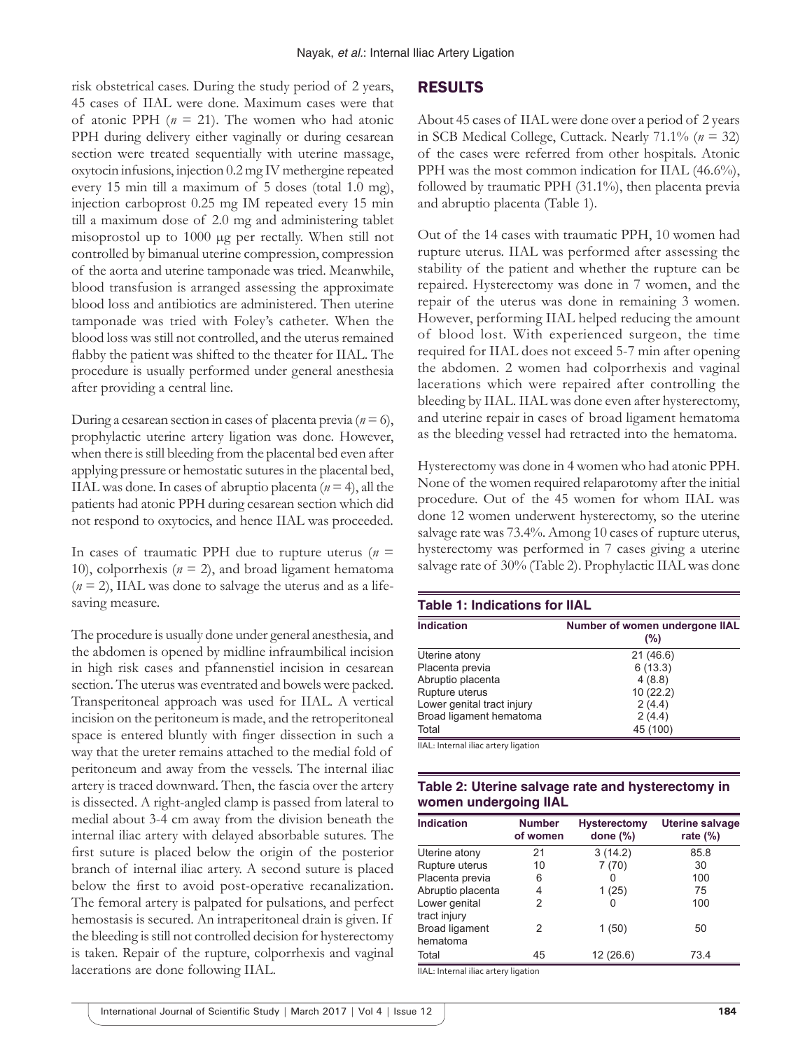risk obstetrical cases. During the study period of 2 years, 45 cases of IIAL were done. Maximum cases were that of atonic PPH ($n$ = 21). The women who had atonic PPH during delivery either vaginally or during cesarean section were treated sequentially with uterine massage, oxytocin infusions, injection 0.2 mg IV methergine repeated every 15 min till a maximum of 5 doses (total 1.0 mg), injection carboprost 0.25 mg IM repeated every 15 min till a maximum dose of 2.0 mg and administering tablet misoprostol up to 1000 µg per rectally. When still not controlled by bimanual uterine compression, compression of the aorta and uterine tamponade was tried. Meanwhile, blood transfusion is arranged assessing the approximate blood loss and antibiotics are administered. Then uterine tamponade was tried with Foley's catheter. When the blood loss was still not controlled, and the uterus remained flabby the patient was shifted to the theater for IIAL. The procedure is usually performed under general anesthesia after providing a central line.

During a cesarean section in cases of placenta previa ($n$ = 6), prophylactic uterine artery ligation was done. However, when there is still bleeding from the placental bed even after applying pressure or hemostatic sutures in the placental bed, IIAL was done. In cases of abruptio placenta ($n$ = 4), all the patients had atonic PPH during cesarean section which did not respond to oxytocics, and hence IIAL was proceeded.

In cases of traumatic PPH due to rupture uterus ($n$ = 10), colporrhexis ($n$ = 2), and broad ligament hematoma ($n$ = 2), IIAL was done to salvage the uterus and as a life-saving measure.

The procedure is usually done under general anesthesia, and the abdomen is opened by midline infraumbilical incision in high risk cases and pfannenstiel incision in cesarean section. The uterus was eventrated and bowels were packed. Transperitoneal approach was used for IIAL. A vertical incision on the peritoneum is made, and the retroperitoneal space is entered bluntly with finger dissection in such a way that the ureter remains attached to the medial fold of peritoneum and away from the vessels. The internal iliac artery is traced downward. Then, the fascia over the artery is dissected. A right-angled clamp is passed from lateral to medial about 3-4 cm away from the division beneath the internal iliac artery with delayed absorbable sutures. The first suture is placed below the origin of the posterior branch of internal iliac artery. A second suture is placed below the first to avoid post-operative recanalization. The femoral artery is palpated for pulsations, and perfect hemostasis is secured. An intraperitoneal drain is given. If the bleeding is still not controlled decision for hysterectomy is taken. Repair of the rupture, colporrhexis and vaginal lacerations are done following IIAL.

## RESULTS

About 45 cases of IIAL were done over a period of 2 years in SCB Medical College, Cuttack. Nearly 71.1% ($n$ = 32) of the cases were referred from other hospitals. Atonic PPH was the most common indication for IIAL (46.6%), followed by traumatic PPH (31.1%), then placenta previa and abruptio placenta (Table 1).

Out of the 14 cases with traumatic PPH, 10 women had rupture uterus. IIAL was performed after assessing the stability of the patient and whether the rupture can be repaired. Hysterectomy was done in 7 women, and the repair of the uterus was done in remaining 3 women. However, performing IIAL helped reducing the amount of blood lost. With experienced surgeon, the time required for IIAL does not exceed 5-7 min after opening the abdomen. 2 women had colporrhexis and vaginal lacerations which were repaired after controlling the bleeding by IIAL. IIAL was done even after hysterectomy, and uterine repair in cases of broad ligament hematoma as the bleeding vessel had retracted into the hematoma.

Hysterectomy was done in 4 women who had atonic PPH. None of the women required relaparotomy after the initial procedure. Out of the 45 women for whom IIAL was done 12 women underwent hysterectomy, so the uterine salvage rate was 73.4%. Among 10 cases of rupture uterus, hysterectomy was performed in 7 cases giving a uterine salvage rate of 30% (Table 2). Prophylactic IIAL was done

**Table 1: Indications for IIAL**

| Indication | Number of women undergone IIAL (%) |
|---|---|
| Uterine atony | 21 (46.6) |
| Placenta previa | 6 (13.3) |
| Abruptio placenta | 4 (8.8) |
| Rupture uterus | 10 (22.2) |
| Lower genital tract injury | 2 (4.4) |
| Broad ligament hematoma | 2 (4.4) |
| Total | 45 (100) |

IIAL: Internal iliac artery ligation

**Table 2: Uterine salvage rate and hysterectomy in women undergoing IIAL**

| Indication | Number of women | Hysterectomy done (%) | Uterine salvage rate (%) |
|---|---|---|---|
| Uterine atony | 21 | 3 (14.2) | 85.8 |
| Rupture uterus | 10 | 7 (70) | 30 |
| Placenta previa | 6 | 0 | 100 |
| Abruptio placenta | 4 | 1 (25) | 75 |
| Lower genital tract injury | 2 | 0 | 100 |
| Broad ligament hematoma | 2 | 1 (50) | 50 |
| Total | 45 | 12 (26.6) | 73.4 |

IIAL: Internal iliac artery ligation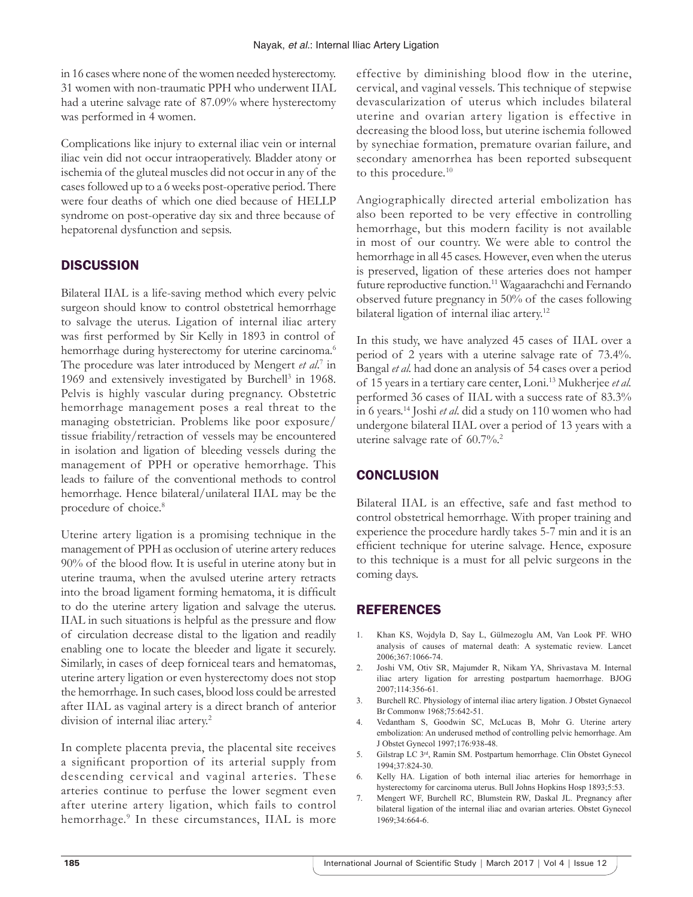in 16 cases where none of the women needed hysterectomy. 31 women with non-traumatic PPH who underwent IIAL had a uterine salvage rate of 87.09% where hysterectomy was performed in 4 women.

Complications like injury to external iliac vein or internal iliac vein did not occur intraoperatively. Bladder atony or ischemia of the gluteal muscles did not occur in any of the cases followed up to a 6 weeks post-operative period. There were four deaths of which one died because of HELLP syndrome on post-operative day six and three because of hepatorenal dysfunction and sepsis.

## DISCUSSION

Bilateral IIAL is a life-saving method which every pelvic surgeon should know to control obstetrical hemorrhage to salvage the uterus. Ligation of internal iliac artery was first performed by Sir Kelly in 1893 in control of hemorrhage during hysterectomy for uterine carcinoma.[6] The procedure was later introduced by Mengert *et al*.[7] in 1969 and extensively investigated by Burchell[3] in 1968. Pelvis is highly vascular during pregnancy. Obstetric hemorrhage management poses a real threat to the managing obstetrician. Problems like poor exposure/tissue friability/retraction of vessels may be encountered in isolation and ligation of bleeding vessels during the management of PPH or operative hemorrhage. This leads to failure of the conventional methods to control hemorrhage. Hence bilateral/unilateral IIAL may be the procedure of choice.[8]

Uterine artery ligation is a promising technique in the management of PPH as occlusion of uterine artery reduces 90% of the blood flow. It is useful in uterine atony but in uterine trauma, when the avulsed uterine artery retracts into the broad ligament forming hematoma, it is difficult to do the uterine artery ligation and salvage the uterus. IIAL in such situations is helpful as the pressure and flow of circulation decrease distal to the ligation and readily enabling one to locate the bleeder and ligate it securely. Similarly, in cases of deep forniceal tears and hematomas, uterine artery ligation or even hysterectomy does not stop the hemorrhage. In such cases, blood loss could be arrested after IIAL as vaginal artery is a direct branch of anterior division of internal iliac artery.[2]

In complete placenta previa, the placental site receives a significant proportion of its arterial supply from descending cervical and vaginal arteries. These arteries continue to perfuse the lower segment even after uterine artery ligation, which fails to control hemorrhage.[9] In these circumstances, IIAL is more effective by diminishing blood flow in the uterine, cervical, and vaginal vessels. This technique of stepwise devascularization of uterus which includes bilateral uterine and ovarian artery ligation is effective in decreasing the blood loss, but uterine ischemia followed by synechiae formation, premature ovarian failure, and secondary amenorrhea has been reported subsequent to this procedure.[10]

Angiographically directed arterial embolization has also been reported to be very effective in controlling hemorrhage, but this modern facility is not available in most of our country. We were able to control the hemorrhage in all 45 cases. However, even when the uterus is preserved, ligation of these arteries does not hamper future reproductive function.[11] Wagaarachchi and Fernando observed future pregnancy in 50% of the cases following bilateral ligation of internal iliac artery.[12]

In this study, we have analyzed 45 cases of IIAL over a period of 2 years with a uterine salvage rate of 73.4%. Bangal *et al*. had done an analysis of 54 cases over a period of 15 years in a tertiary care center, Loni.[13] Mukherjee *et al*. performed 36 cases of IIAL with a success rate of 83.3% in 6 years.[14] Joshi *et al*. did a study on 110 women who had undergone bilateral IIAL over a period of 13 years with a uterine salvage rate of 60.7%.[2]

## CONCLUSION

Bilateral IIAL is an effective, safe and fast method to control obstetrical hemorrhage. With proper training and experience the procedure hardly takes 5-7 min and it is an efficient technique for uterine salvage. Hence, exposure to this technique is a must for all pelvic surgeons in the coming days.

## REFERENCES

1. Khan KS, Wojdyla D, Say L, Gülmezoglu AM, Van Look PF. WHO analysis of causes of maternal death: A systematic review. Lancet 2006;367:1066-74.
2. Joshi VM, Otiv SR, Majumder R, Nikam YA, Shrivastava M. Internal iliac artery ligation for arresting postpartum haemorrhage. BJOG 2007;114:356-61.
3. Burchell RC. Physiology of internal iliac artery ligation. J Obstet Gynaecol Br Commonw 1968;75:642-51.
4. Vedantham S, Goodwin SC, McLucas B, Mohr G. Uterine artery embolization: An underused method of controlling pelvic hemorrhage. Am J Obstet Gynecol 1997;176:938-48.
5. Gilstrap LC 3rd, Ramin SM. Postpartum hemorrhage. Clin Obstet Gynecol 1994;37:824-30.
6. Kelly HA. Ligation of both internal iliac arteries for hemorrhage in hysterectomy for carcinoma uterus. Bull Johns Hopkins Hosp 1893;5:53.
7. Mengert WF, Burchell RC, Blumstein RW, Daskal JL. Pregnancy after bilateral ligation of the internal iliac and ovarian arteries. Obstet Gynecol 1969;34:664-6.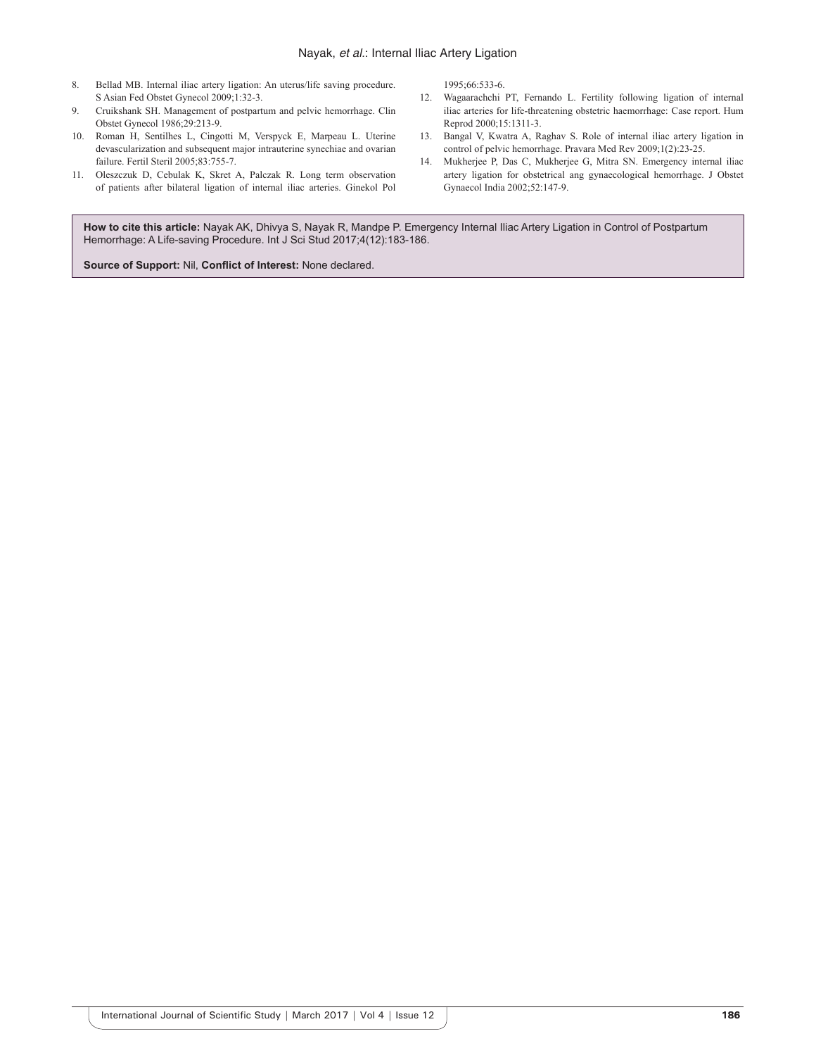8. Bellad MB. Internal iliac artery ligation: An uterus/life saving procedure. S Asian Fed Obstet Gynecol 2009;1:32-3.
9. Cruikshank SH. Management of postpartum and pelvic hemorrhage. Clin Obstet Gynecol 1986;29:213-9.
10. Roman H, Sentilhes L, Cingotti M, Verspyck E, Marpeau L. Uterine devascularization and subsequent major intrauterine synechiae and ovarian failure. Fertil Steril 2005;83:755-7.
11. Oleszczuk D, Cebulak K, Skret A, Palczak R. Long term observation of patients after bilateral ligation of internal iliac arteries. Ginekol Pol 1995;66:533-6.
12. Wagaarachchi PT, Fernando L. Fertility following ligation of internal iliac arteries for life-threatening obstetric haemorrhage: Case report. Hum Reprod 2000;15:1311-3.
13. Bangal V, Kwatra A, Raghav S. Role of internal iliac artery ligation in control of pelvic hemorrhage. Pravara Med Rev 2009;1(2):23-25.
14. Mukherjee P, Das C, Mukherjee G, Mitra SN. Emergency internal iliac artery ligation for obstetrical ang gynaecological hemorrhage. J Obstet Gynaecol India 2002;52:147-9.

**How to cite this article:** Nayak AK, Dhivya S, Nayak R, Mandpe P. Emergency Internal Iliac Artery Ligation in Control of Postpartum Hemorrhage: A Life-saving Procedure. Int J Sci Stud 2017;4(12):183-186.

**Source of Support:** Nil, **Conflict of Interest:** None declared.